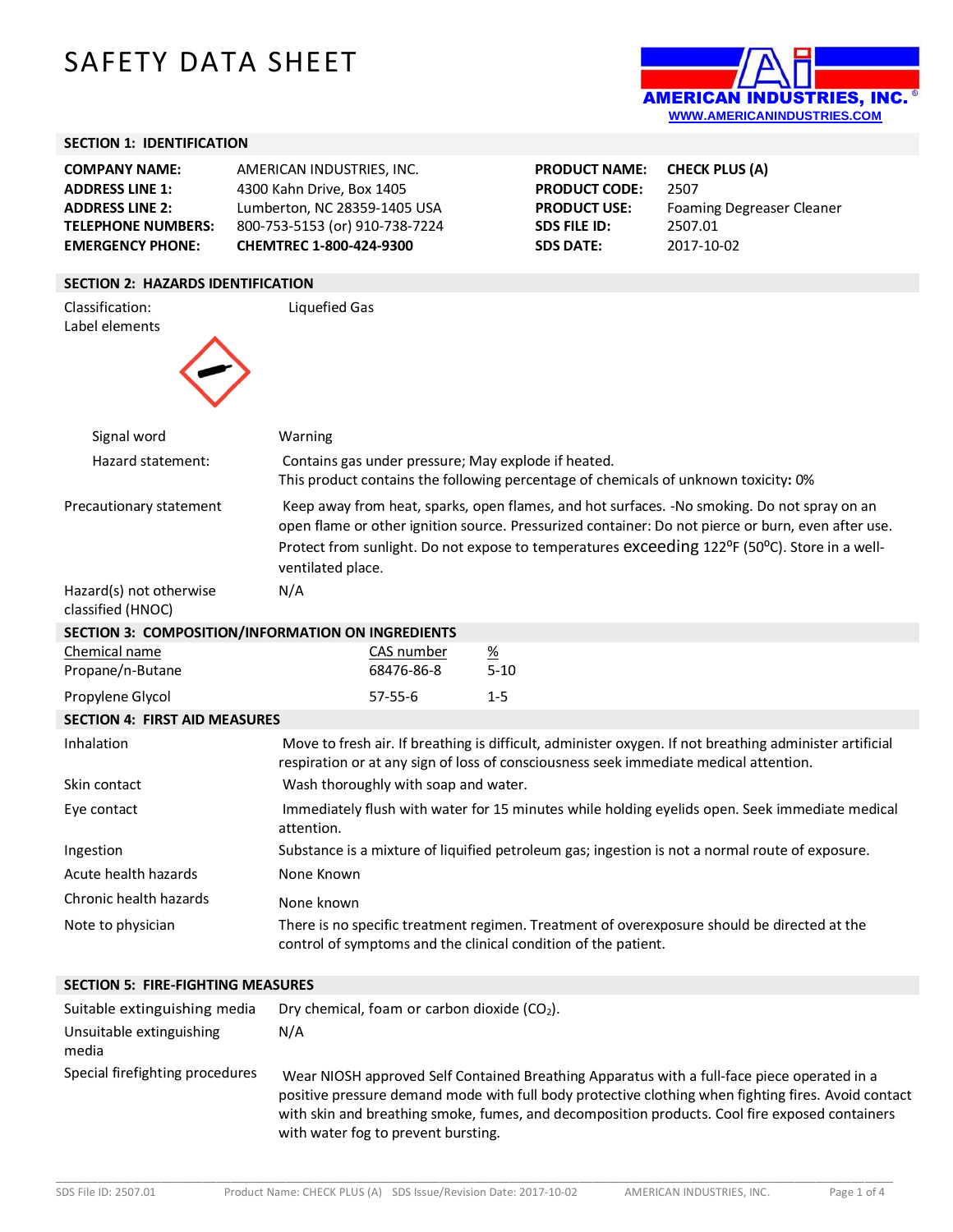# SAFETY DATA SHEET

AMERICAN INDUSTRIES, INC.®
WWW.AMERICANINDUSTRIES.COM

## SECTION 1: IDENTIFICATION

| | |
|---|---|
| **COMPANY NAME:** | AMERICAN INDUSTRIES, INC. |
| **ADDRESS LINE 1:** | 4300 Kahn Drive, Box 1405 |
| **ADDRESS LINE 2:** | Lumberton, NC 28359-1405 USA |
| **TELEPHONE NUMBERS:** | 800-753-5153 (or) 910-738-7224 |
| **EMERGENCY PHONE:** | **CHEMTREC 1-800-424-9300** |
| **PRODUCT NAME:** | **CHECK PLUS (A)** |
| **PRODUCT CODE:** | 2507 |
| **PRODUCT USE:** | Foaming Degreaser Cleaner |
| **SDS FILE ID:** | 2507.01 |
| **SDS DATE:** | 2017-10-02 |

## SECTION 2: HAZARDS IDENTIFICATION

Classification: Liquefied Gas

Label elements

Signal word: Warning

Hazard statement: Contains gas under pressure; May explode if heated.
This product contains the following percentage of chemicals of unknown toxicity**:** 0%

Precautionary statement: Keep away from heat, sparks, open flames, and hot surfaces. -No smoking. Do not spray on an open flame or other ignition source. Pressurized container: Do not pierce or burn, even after use. Protect from sunlight. Do not expose to temperatures exceeding 122ºF (50ºC). Store in a well-ventilated place.

Hazard(s) not otherwise classified (HNOC): N/A

## SECTION 3: COMPOSITION/INFORMATION ON INGREDIENTS

| Chemical name | CAS number | % |
|---|---|---|
| Propane/n-Butane | 68476-86-8 | 5-10 |
| Propylene Glycol | 57-55-6 | 1-5 |

## SECTION 4: FIRST AID MEASURES

| | |
|---|---|
| Inhalation | Move to fresh air. If breathing is difficult, administer oxygen. If not breathing administer artificial respiration or at any sign of loss of consciousness seek immediate medical attention. |
| Skin contact | Wash thoroughly with soap and water. |
| Eye contact | Immediately flush with water for 15 minutes while holding eyelids open. Seek immediate medical attention. |
| Ingestion | Substance is a mixture of liquified petroleum gas; ingestion is not a normal route of exposure. |
| Acute health hazards | None Known |
| Chronic health hazards | None known |
| Note to physician | There is no specific treatment regimen. Treatment of overexposure should be directed at the control of symptoms and the clinical condition of the patient. |

## SECTION 5: FIRE-FIGHTING MEASURES

| | |
|---|---|
| Suitable extinguishing media | Dry chemical, foam or carbon dioxide ($CO_2$). |
| Unsuitable extinguishing media | N/A |
| Special firefighting procedures | Wear NIOSH approved Self Contained Breathing Apparatus with a full-face piece operated in a positive pressure demand mode with full body protective clothing when fighting fires. Avoid contact with skin and breathing smoke, fumes, and decomposition products. Cool fire exposed containers with water fog to prevent bursting. |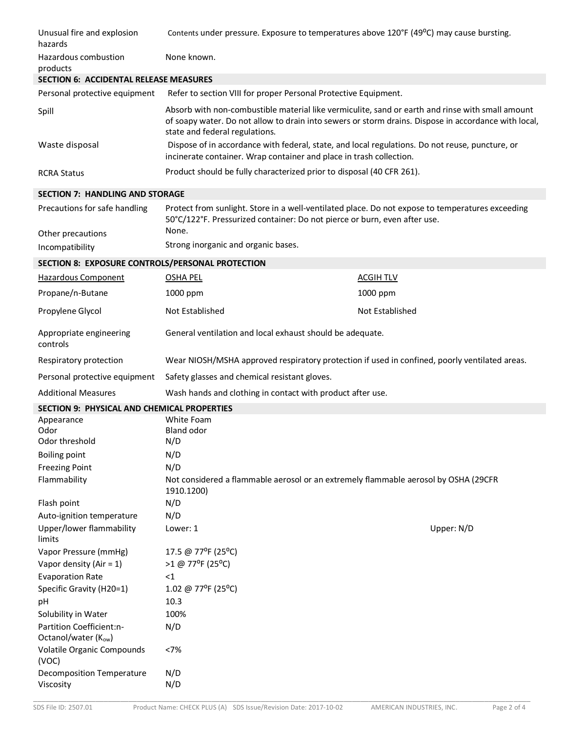| | |
|---|---|
| Unusual fire and explosion hazards | Contents under pressure. Exposure to temperatures above 120°F (49°C) may cause bursting. |
| Hazardous combustion products | None known. |

## SECTION 6: ACCIDENTAL RELEASE MEASURES

| | |
|---|---|
| Personal protective equipment | Refer to section VIII for proper Personal Protective Equipment. |
| Spill | Absorb with non-combustible material like vermiculite, sand or earth and rinse with small amount of soapy water. Do not allow to drain into sewers or storm drains. Dispose in accordance with local, state and federal regulations. |
| Waste disposal | Dispose of in accordance with federal, state, and local regulations. Do not reuse, puncture, or incinerate container. Wrap container and place in trash collection. |
| RCRA Status | Product should be fully characterized prior to disposal (40 CFR 261). |

## SECTION 7: HANDLING AND STORAGE

| | |
|---|---|
| Precautions for safe handling | Protect from sunlight. Store in a well-ventilated place. Do not expose to temperatures exceeding 50°C/122°F. Pressurized container: Do not pierce or burn, even after use. |
| Other precautions | None. |
| Incompatibility | Strong inorganic and organic bases. |

## SECTION 8: EXPOSURE CONTROLS/PERSONAL PROTECTION

| Hazardous Component | OSHA PEL | ACGIH TLV |
|---|---|---|
| Propane/n-Butane | 1000 ppm | 1000 ppm |
| Propylene Glycol | Not Established | Not Established |

| | |
|---|---|
| Appropriate engineering controls | General ventilation and local exhaust should be adequate. |
| Respiratory protection | Wear NIOSH/MSHA approved respiratory protection if used in confined, poorly ventilated areas. |
| Personal protective equipment | Safety glasses and chemical resistant gloves. |
| Additional Measures | Wash hands and clothing in contact with product after use. |

## SECTION 9: PHYSICAL AND CHEMICAL PROPERTIES

| | | |
|---|---|---|
| Appearance | White Foam | |
| Odor | Bland odor | |
| Odor threshold | N/D | |
| Boiling point | N/D | |
| Freezing Point | N/D | |
| Flammability | Not considered a flammable aerosol or an extremely flammable aerosol by OSHA (29CFR 1910.1200) | |
| Flash point | N/D | |
| Auto-ignition temperature | N/D | |
| Upper/lower flammability limits | Lower: 1 | Upper: N/D |
| Vapor Pressure (mmHg) | 17.5 @ 77°F (25°C) | |
| Vapor density (Air = 1) | >1 @ 77°F (25°C) | |
| Evaporation Rate | <1 | |
| Specific Gravity (H20=1) | 1.02 @ 77°F (25°C) | |
| pH | 10.3 | |
| Solubility in Water | 100% | |
| Partition Coefficient:n-Octanol/water ($K_{ow}$) | N/D | |
| Volatile Organic Compounds (VOC) | <7% | |
| Decomposition Temperature | N/D | |
| Viscosity | N/D | |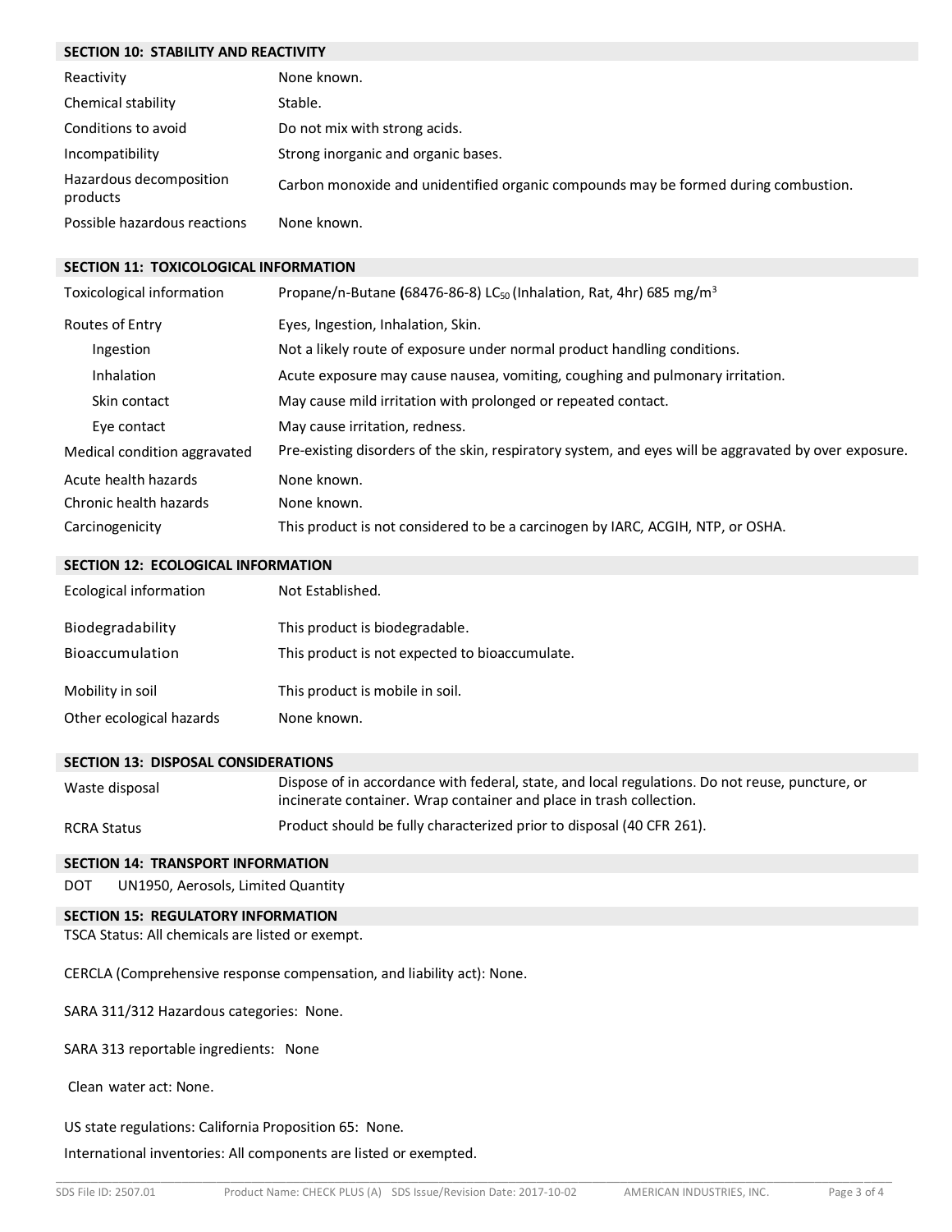## SECTION 10: STABILITY AND REACTIVITY

| | |
|---|---|
| Reactivity | None known. |
| Chemical stability | Stable. |
| Conditions to avoid | Do not mix with strong acids. |
| Incompatibility | Strong inorganic and organic bases. |
| Hazardous decomposition products | Carbon monoxide and unidentified organic compounds may be formed during combustion. |
| Possible hazardous reactions | None known. |

## SECTION 11: TOXICOLOGICAL INFORMATION

| | |
|---|---|
| Toxicological information | Propane/n-Butane **(**68476-86-8) $LC_{50}$ (Inhalation, Rat, 4hr) 685 $mg/m^3$ |
| Routes of Entry | Eyes, Ingestion, Inhalation, Skin. |
| Ingestion | Not a likely route of exposure under normal product handling conditions. |
| Inhalation | Acute exposure may cause nausea, vomiting, coughing and pulmonary irritation. |
| Skin contact | May cause mild irritation with prolonged or repeated contact. |
| Eye contact | May cause irritation, redness. |
| Medical condition aggravated | Pre-existing disorders of the skin, respiratory system, and eyes will be aggravated by over exposure. |
| Acute health hazards | None known. |
| Chronic health hazards | None known. |
| Carcinogenicity | This product is not considered to be a carcinogen by IARC, ACGIH, NTP, or OSHA. |

## SECTION 12: ECOLOGICAL INFORMATION

| | |
|---|---|
| Ecological information | Not Established. |
| Biodegradability | This product is biodegradable. |
| Bioaccumulation | This product is not expected to bioaccumulate. |
| Mobility in soil | This product is mobile in soil. |
| Other ecological hazards | None known. |

## SECTION 13: DISPOSAL CONSIDERATIONS

| | |
|---|---|
| Waste disposal | Dispose of in accordance with federal, state, and local regulations. Do not reuse, puncture, or incinerate container. Wrap container and place in trash collection. |
| RCRA Status | Product should be fully characterized prior to disposal (40 CFR 261). |

## SECTION 14: TRANSPORT INFORMATION

DOT UN1950, Aerosols, Limited Quantity

## SECTION 15: REGULATORY INFORMATION

TSCA Status: All chemicals are listed or exempt.

CERCLA (Comprehensive response compensation, and liability act): None.

SARA 311/312 Hazardous categories: None.

SARA 313 reportable ingredients: None

Clean water act: None.

US state regulations: California Proposition 65: None.

International inventories: All components are listed or exempted.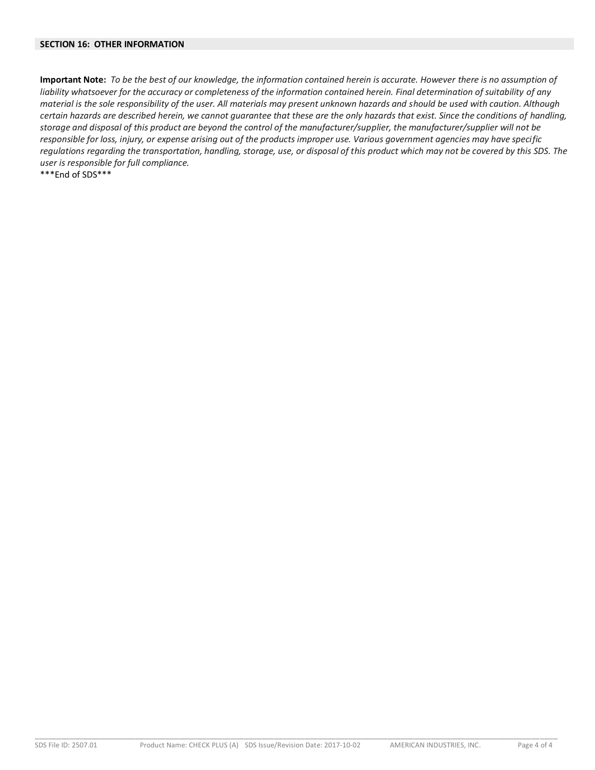## SECTION 16: OTHER INFORMATION

**Important Note:** *To be the best of our knowledge, the information contained herein is accurate. However there is no assumption of liability whatsoever for the accuracy or completeness of the information contained herein. Final determination of suitability of any material is the sole responsibility of the user. All materials may present unknown hazards and should be used with caution. Although certain hazards are described herein, we cannot guarantee that these are the only hazards that exist. Since the conditions of handling, storage and disposal of this product are beyond the control of the manufacturer/supplier, the manufacturer/supplier will not be responsible for loss, injury, or expense arising out of the products improper use. Various government agencies may have specific regulations regarding the transportation, handling, storage, use, or disposal of this product which may not be covered by this SDS. The user is responsible for full compliance.*

***End of SDS***